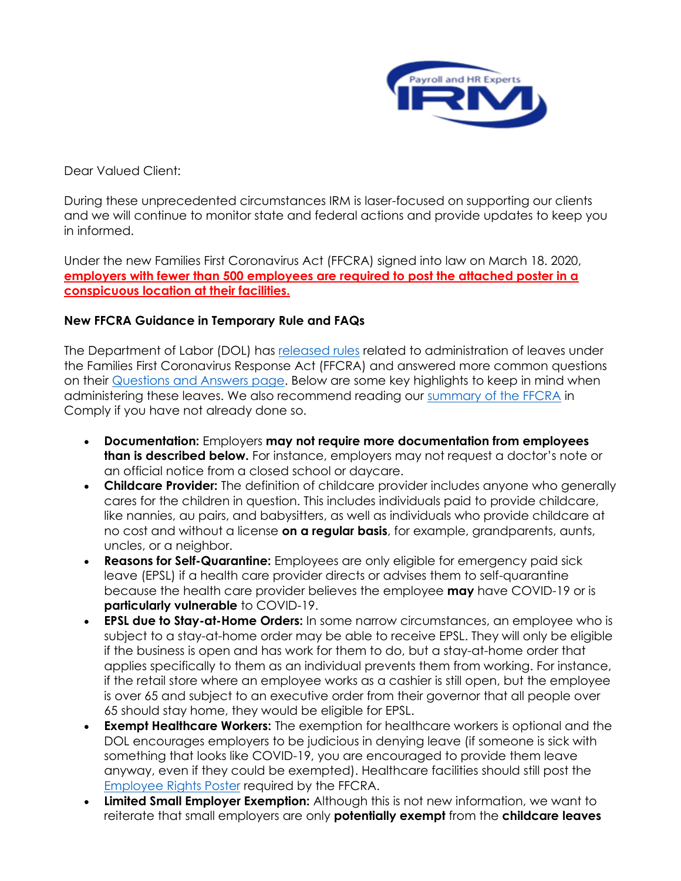Dear Valued Client:

During these unprecedented circumstances IRM is laser-focused on supporting our clients and we will continue to monitor state and federal actions and provide updates to keep you in informed.

Under the new Families First Coronavirus Act (FFCRA) signed into law on March 18. 2020, **employers with fewer than 500 employees are required to post the attached poster in a conspicuous location at their facilities.**

**New FFCRA Guidance in Temporary Rule and FAQs**

The Department of Labor (DOL) has released rules related to administration of leaves under the Families First Coronavirus Response Act (FFCRA) and answered more common questions on their Questions and Answers page. Below are some key highlights to keep in mind when administering these leaves. We also recommend reading our summary of the FFCRA in Comply if you have not already done so.

- **Documentation:** Employers **may not require more documentation from employees than is described below.** For instance, employers may not request a doctor's note or an official notice from a closed school or daycare.
- **Childcare Provider:** The definition of childcare provider includes anyone who generally cares for the children in question. This includes individuals paid to provide childcare, like nannies, au pairs, and babysitters, as well as individuals who provide childcare at no cost and without a license **on a regular basis**, for example, grandparents, aunts, uncles, or a neighbor.
- **Reasons for Self-Quarantine:** Employees are only eligible for emergency paid sick leave (EPSL) if a health care provider directs or advises them to self-quarantine because the health care provider believes the employee **may** have COVID-19 or is **particularly vulnerable** to COVID-19.
- **EPSL due to Stay-at-Home Orders:** In some narrow circumstances, an employee who is subject to a stay-at-home order may be able to receive EPSL. They will only be eligible if the business is open and has work for them to do, but a stay-at-home order that applies specifically to them as an individual prevents them from working. For instance, if the retail store where an employee works as a cashier is still open, but the employee is over 65 and subject to an executive order from their governor that all people over 65 should stay home, they would be eligible for EPSL.
- **Exempt Healthcare Workers:** The exemption for healthcare workers is optional and the DOL encourages employers to be judicious in denying leave (if someone is sick with something that looks like COVID-19, you are encouraged to provide them leave anyway, even if they could be exempted). Healthcare facilities should still post the Employee Rights Poster required by the FFCRA.
- **Limited Small Employer Exemption:** Although this is not new information, we want to reiterate that small employers are only **potentially exempt** from the **childcare leaves**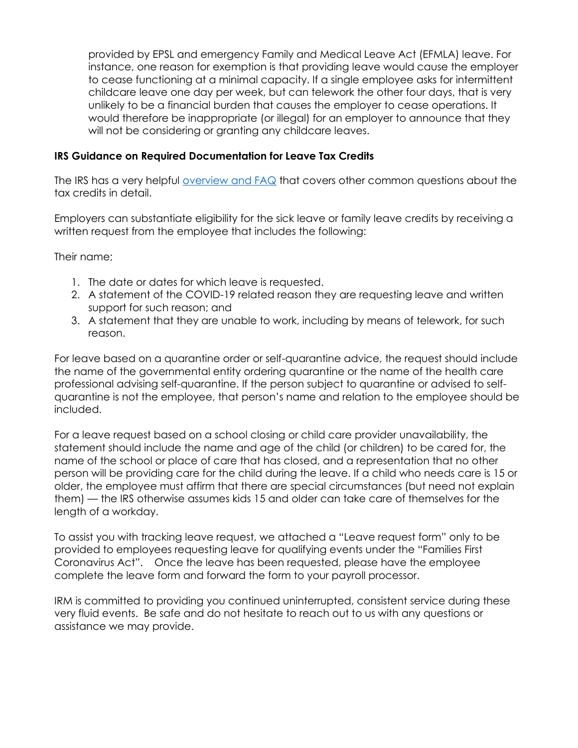provided by EPSL and emergency Family and Medical Leave Act (EFMLA) leave. For instance, one reason for exemption is that providing leave would cause the employer to cease functioning at a minimal capacity. If a single employee asks for intermittent childcare leave one day per week, but can telework the other four days, that is very unlikely to be a financial burden that causes the employer to cease operations. It would therefore be inappropriate (or illegal) for an employer to announce that they will not be considering or granting any childcare leaves.

**IRS Guidance on Required Documentation for Leave Tax Credits**

The IRS has a very helpful overview and FAQ that covers other common questions about the tax credits in detail.

Employers can substantiate eligibility for the sick leave or family leave credits by receiving a written request from the employee that includes the following:

Their name;

1. The date or dates for which leave is requested.
2. A statement of the COVID-19 related reason they are requesting leave and written support for such reason; and
3. A statement that they are unable to work, including by means of telework, for such reason.

For leave based on a quarantine order or self-quarantine advice, the request should include the name of the governmental entity ordering quarantine or the name of the health care professional advising self-quarantine. If the person subject to quarantine or advised to self-quarantine is not the employee, that person's name and relation to the employee should be included.

For a leave request based on a school closing or child care provider unavailability, the statement should include the name and age of the child (or children) to be cared for, the name of the school or place of care that has closed, and a representation that no other person will be providing care for the child during the leave. If a child who needs care is 15 or older, the employee must affirm that there are special circumstances (but need not explain them) — the IRS otherwise assumes kids 15 and older can take care of themselves for the length of a workday.

To assist you with tracking leave request, we attached a "Leave request form" only to be provided to employees requesting leave for qualifying events under the "Families First Coronavirus Act". Once the leave has been requested, please have the employee complete the leave form and forward the form to your payroll processor.

IRM is committed to providing you continued uninterrupted, consistent service during these very fluid events. Be safe and do not hesitate to reach out to us with any questions or assistance we may provide.